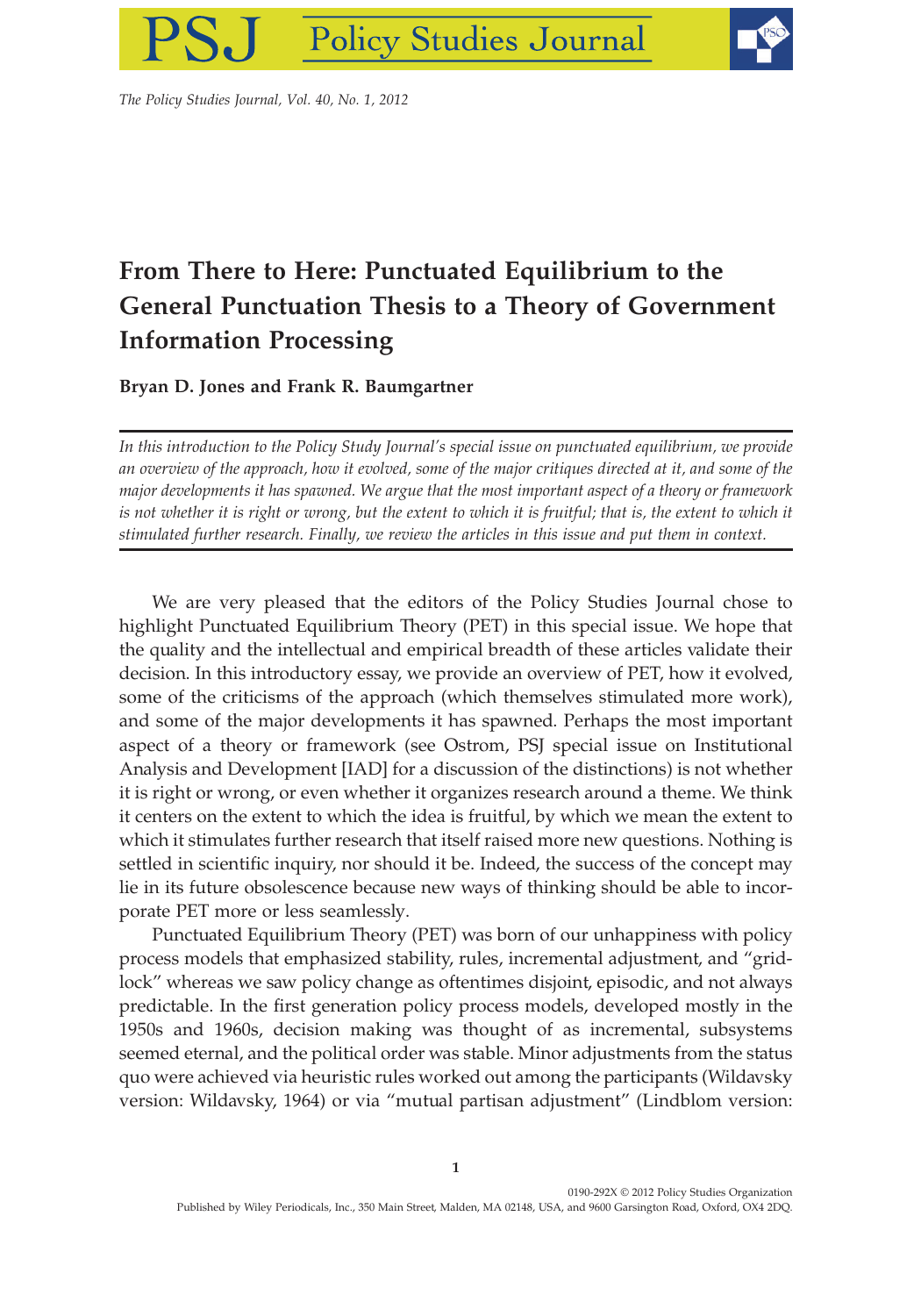# From There to Here: Punctuated Equilibrium to the General Punctuation Thesis to a Theory of Government Information Processing

**Bryan D. Jones and Frank R. Baumgartner**

*In this introduction to the Policy Study Journal's special issue on punctuated equilibrium, we provide an overview of the approach, how it evolved, some of the major critiques directed at it, and some of the major developments it has spawned. We argue that the most important aspect of a theory or framework is not whether it is right or wrong, but the extent to which it is fruitful; that is, the extent to which it stimulated further research. Finally, we review the articles in this issue and put them in context.*

We are very pleased that the editors of the Policy Studies Journal chose to highlight Punctuated Equilibrium Theory (PET) in this special issue. We hope that the quality and the intellectual and empirical breadth of these articles validate their decision. In this introductory essay, we provide an overview of PET, how it evolved, some of the criticisms of the approach (which themselves stimulated more work), and some of the major developments it has spawned. Perhaps the most important aspect of a theory or framework (see Ostrom, PSJ special issue on Institutional Analysis and Development [IAD] for a discussion of the distinctions) is not whether it is right or wrong, or even whether it organizes research around a theme. We think it centers on the extent to which the idea is fruitful, by which we mean the extent to which it stimulates further research that itself raised more new questions. Nothing is settled in scientific inquiry, nor should it be. Indeed, the success of the concept may lie in its future obsolescence because new ways of thinking should be able to incorporate PET more or less seamlessly.

Punctuated Equilibrium Theory (PET) was born of our unhappiness with policy process models that emphasized stability, rules, incremental adjustment, and "gridlock" whereas we saw policy change as oftentimes disjoint, episodic, and not always predictable. In the first generation policy process models, developed mostly in the 1950s and 1960s, decision making was thought of as incremental, subsystems seemed eternal, and the political order was stable. Minor adjustments from the status quo were achieved via heuristic rules worked out among the participants (Wildavsky version: Wildavsky, 1964) or via "mutual partisan adjustment" (Lindblom version: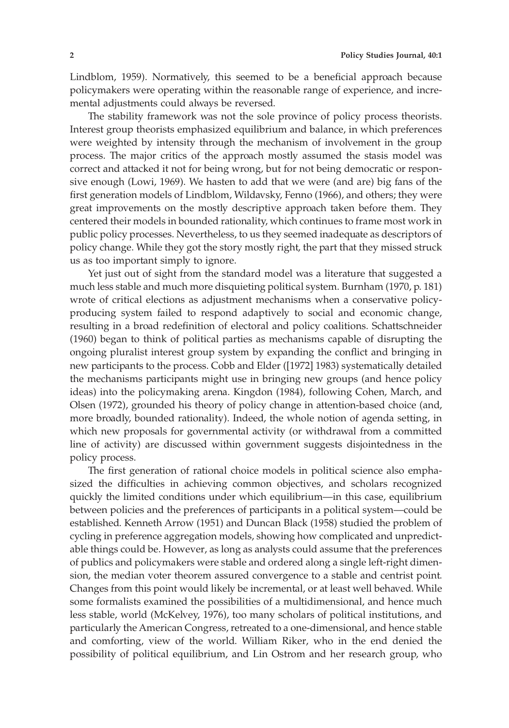Lindblom, 1959). Normatively, this seemed to be a beneficial approach because policymakers were operating within the reasonable range of experience, and incremental adjustments could always be reversed.

The stability framework was not the sole province of policy process theorists. Interest group theorists emphasized equilibrium and balance, in which preferences were weighted by intensity through the mechanism of involvement in the group process. The major critics of the approach mostly assumed the stasis model was correct and attacked it not for being wrong, but for not being democratic or responsive enough (Lowi, 1969). We hasten to add that we were (and are) big fans of the first generation models of Lindblom, Wildavsky, Fenno (1966), and others; they were great improvements on the mostly descriptive approach taken before them. They centered their models in bounded rationality, which continues to frame most work in public policy processes. Nevertheless, to us they seemed inadequate as descriptors of policy change. While they got the story mostly right, the part that they missed struck us as too important simply to ignore.

Yet just out of sight from the standard model was a literature that suggested a much less stable and much more disquieting political system. Burnham (1970, p. 181) wrote of critical elections as adjustment mechanisms when a conservative policy-producing system failed to respond adaptively to social and economic change, resulting in a broad redefinition of electoral and policy coalitions. Schattschneider (1960) began to think of political parties as mechanisms capable of disrupting the ongoing pluralist interest group system by expanding the conflict and bringing in new participants to the process. Cobb and Elder ([1972] 1983) systematically detailed the mechanisms participants might use in bringing new groups (and hence policy ideas) into the policymaking arena. Kingdon (1984), following Cohen, March, and Olsen (1972), grounded his theory of policy change in attention-based choice (and, more broadly, bounded rationality). Indeed, the whole notion of agenda setting, in which new proposals for governmental activity (or withdrawal from a committed line of activity) are discussed within government suggests disjointedness in the policy process.

The first generation of rational choice models in political science also emphasized the difficulties in achieving common objectives, and scholars recognized quickly the limited conditions under which equilibrium—in this case, equilibrium between policies and the preferences of participants in a political system—could be established. Kenneth Arrow (1951) and Duncan Black (1958) studied the problem of cycling in preference aggregation models, showing how complicated and unpredictable things could be. However, as long as analysts could assume that the preferences of publics and policymakers were stable and ordered along a single left-right dimension, the median voter theorem assured convergence to a stable and centrist point. Changes from this point would likely be incremental, or at least well behaved. While some formalists examined the possibilities of a multidimensional, and hence much less stable, world (McKelvey, 1976), too many scholars of political institutions, and particularly the American Congress, retreated to a one-dimensional, and hence stable and comforting, view of the world. William Riker, who in the end denied the possibility of political equilibrium, and Lin Ostrom and her research group, who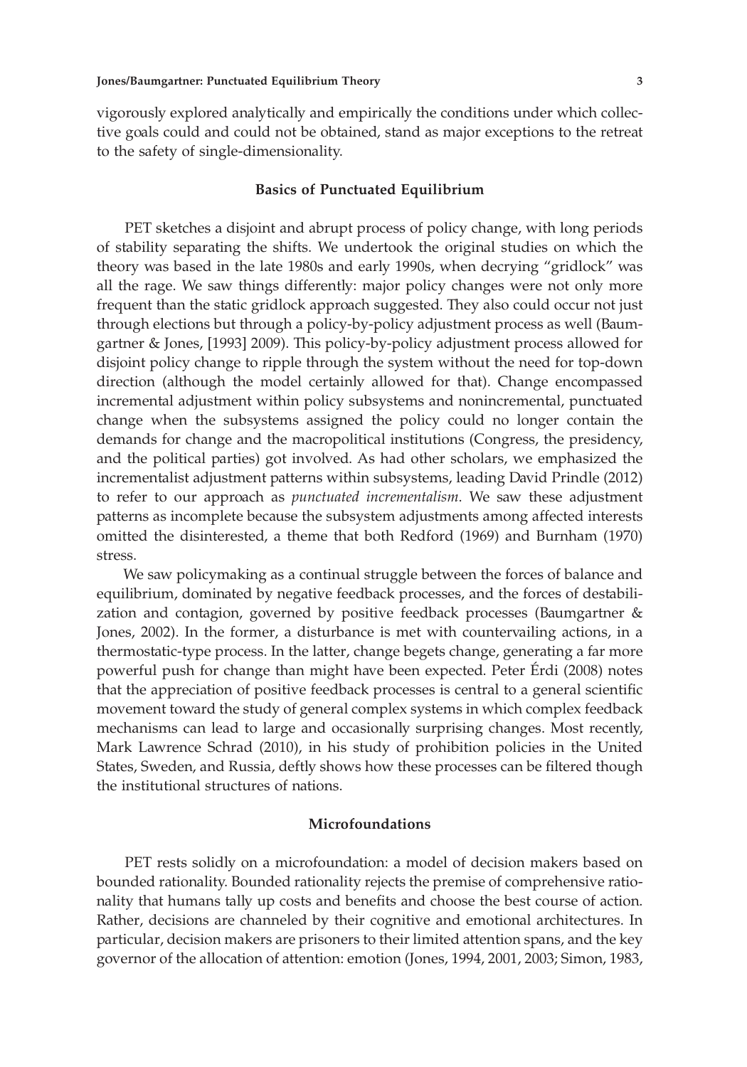vigorously explored analytically and empirically the conditions under which collective goals could and could not be obtained, stand as major exceptions to the retreat to the safety of single-dimensionality.

## Basics of Punctuated Equilibrium

PET sketches a disjoint and abrupt process of policy change, with long periods of stability separating the shifts. We undertook the original studies on which the theory was based in the late 1980s and early 1990s, when decrying "gridlock" was all the rage. We saw things differently: major policy changes were not only more frequent than the static gridlock approach suggested. They also could occur not just through elections but through a policy-by-policy adjustment process as well (Baumgartner & Jones, [1993] 2009). This policy-by-policy adjustment process allowed for disjoint policy change to ripple through the system without the need for top-down direction (although the model certainly allowed for that). Change encompassed incremental adjustment within policy subsystems and nonincremental, punctuated change when the subsystems assigned the policy could no longer contain the demands for change and the macropolitical institutions (Congress, the presidency, and the political parties) got involved. As had other scholars, we emphasized the incrementalist adjustment patterns within subsystems, leading David Prindle (2012) to refer to our approach as *punctuated incrementalism*. We saw these adjustment patterns as incomplete because the subsystem adjustments among affected interests omitted the disinterested, a theme that both Redford (1969) and Burnham (1970) stress.

We saw policymaking as a continual struggle between the forces of balance and equilibrium, dominated by negative feedback processes, and the forces of destabilization and contagion, governed by positive feedback processes (Baumgartner & Jones, 2002). In the former, a disturbance is met with countervailing actions, in a thermostatic-type process. In the latter, change begets change, generating a far more powerful push for change than might have been expected. Peter Érdi (2008) notes that the appreciation of positive feedback processes is central to a general scientific movement toward the study of general complex systems in which complex feedback mechanisms can lead to large and occasionally surprising changes. Most recently, Mark Lawrence Schrad (2010), in his study of prohibition policies in the United States, Sweden, and Russia, deftly shows how these processes can be filtered though the institutional structures of nations.

## Microfoundations

PET rests solidly on a microfoundation: a model of decision makers based on bounded rationality. Bounded rationality rejects the premise of comprehensive rationality that humans tally up costs and benefits and choose the best course of action. Rather, decisions are channeled by their cognitive and emotional architectures. In particular, decision makers are prisoners to their limited attention spans, and the key governor of the allocation of attention: emotion (Jones, 1994, 2001, 2003; Simon, 1983,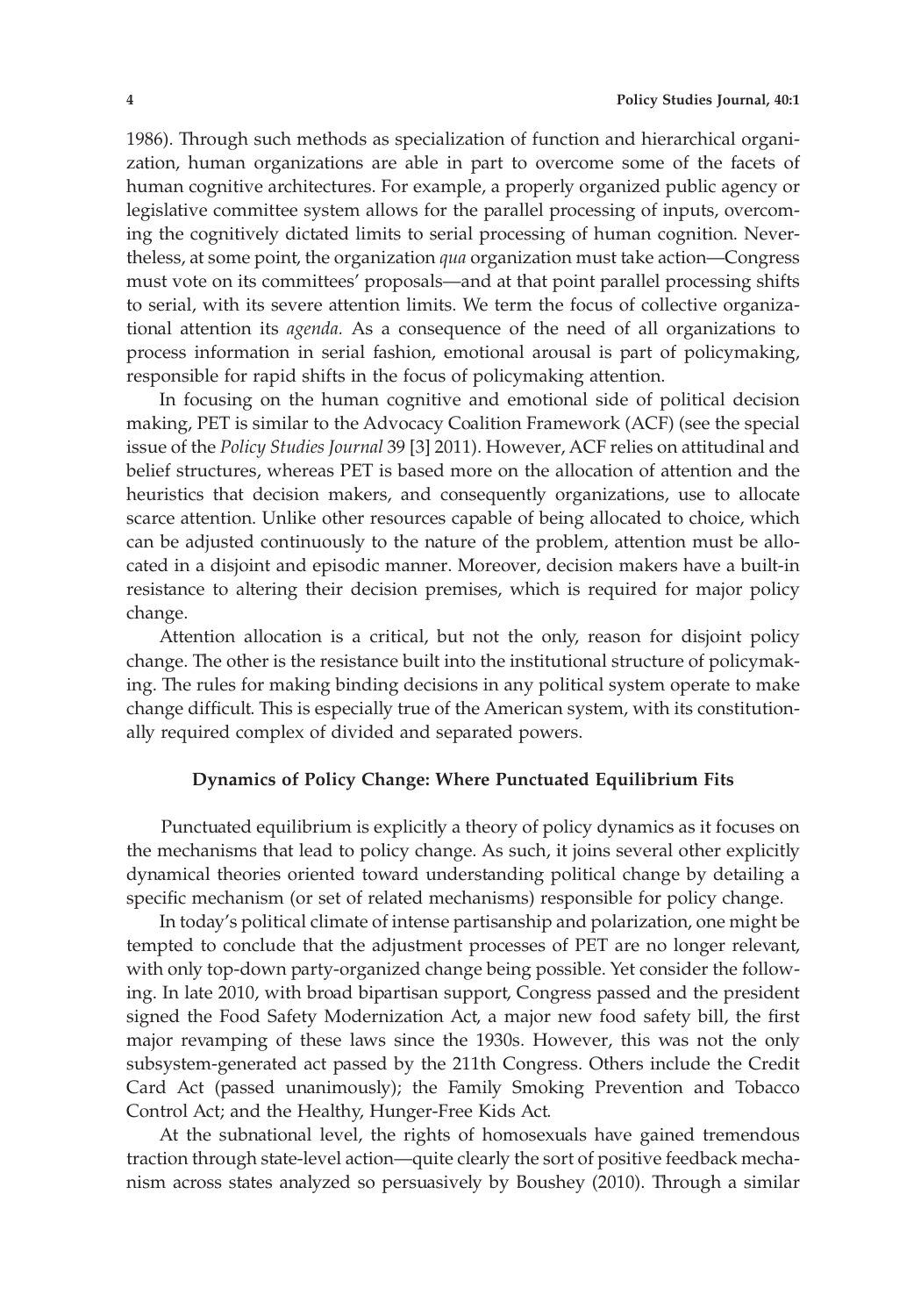1986). Through such methods as specialization of function and hierarchical organization, human organizations are able in part to overcome some of the facets of human cognitive architectures. For example, a properly organized public agency or legislative committee system allows for the parallel processing of inputs, overcoming the cognitively dictated limits to serial processing of human cognition. Nevertheless, at some point, the organization *qua* organization must take action—Congress must vote on its committees' proposals—and at that point parallel processing shifts to serial, with its severe attention limits. We term the focus of collective organizational attention its *agenda.* As a consequence of the need of all organizations to process information in serial fashion, emotional arousal is part of policymaking, responsible for rapid shifts in the focus of policymaking attention.

In focusing on the human cognitive and emotional side of political decision making, PET is similar to the Advocacy Coalition Framework (ACF) (see the special issue of the *Policy Studies Journal* 39 [3] 2011). However, ACF relies on attitudinal and belief structures, whereas PET is based more on the allocation of attention and the heuristics that decision makers, and consequently organizations, use to allocate scarce attention. Unlike other resources capable of being allocated to choice, which can be adjusted continuously to the nature of the problem, attention must be allocated in a disjoint and episodic manner. Moreover, decision makers have a built-in resistance to altering their decision premises, which is required for major policy change.

Attention allocation is a critical, but not the only, reason for disjoint policy change. The other is the resistance built into the institutional structure of policymaking. The rules for making binding decisions in any political system operate to make change difficult. This is especially true of the American system, with its constitutionally required complex of divided and separated powers.

## Dynamics of Policy Change: Where Punctuated Equilibrium Fits

Punctuated equilibrium is explicitly a theory of policy dynamics as it focuses on the mechanisms that lead to policy change. As such, it joins several other explicitly dynamical theories oriented toward understanding political change by detailing a specific mechanism (or set of related mechanisms) responsible for policy change.

In today's political climate of intense partisanship and polarization, one might be tempted to conclude that the adjustment processes of PET are no longer relevant, with only top-down party-organized change being possible. Yet consider the following. In late 2010, with broad bipartisan support, Congress passed and the president signed the Food Safety Modernization Act, a major new food safety bill, the first major revamping of these laws since the 1930s. However, this was not the only subsystem-generated act passed by the 211th Congress. Others include the Credit Card Act (passed unanimously); the Family Smoking Prevention and Tobacco Control Act; and the Healthy, Hunger-Free Kids Act.

At the subnational level, the rights of homosexuals have gained tremendous traction through state-level action—quite clearly the sort of positive feedback mechanism across states analyzed so persuasively by Boushey (2010). Through a similar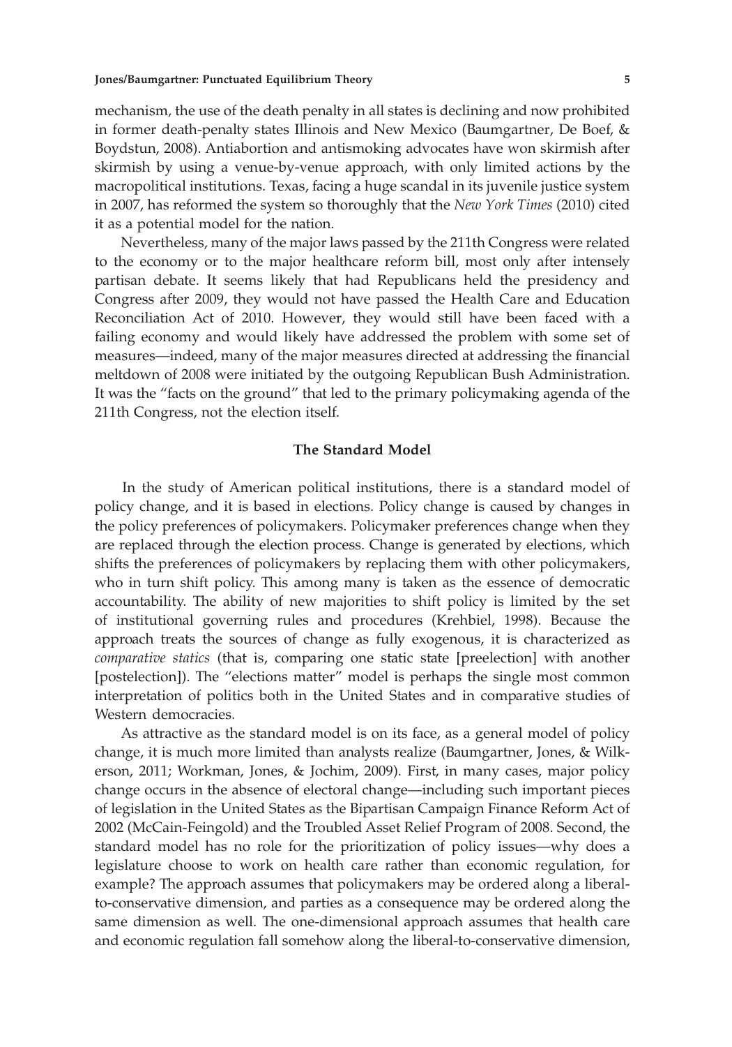mechanism, the use of the death penalty in all states is declining and now prohibited in former death-penalty states Illinois and New Mexico (Baumgartner, De Boef, & Boydstun, 2008). Antiabortion and antismoking advocates have won skirmish after skirmish by using a venue-by-venue approach, with only limited actions by the macropolitical institutions. Texas, facing a huge scandal in its juvenile justice system in 2007, has reformed the system so thoroughly that the *New York Times* (2010) cited it as a potential model for the nation.

Nevertheless, many of the major laws passed by the 211th Congress were related to the economy or to the major healthcare reform bill, most only after intensely partisan debate. It seems likely that had Republicans held the presidency and Congress after 2009, they would not have passed the Health Care and Education Reconciliation Act of 2010. However, they would still have been faced with a failing economy and would likely have addressed the problem with some set of measures—indeed, many of the major measures directed at addressing the financial meltdown of 2008 were initiated by the outgoing Republican Bush Administration. It was the "facts on the ground" that led to the primary policymaking agenda of the 211th Congress, not the election itself.

## The Standard Model

In the study of American political institutions, there is a standard model of policy change, and it is based in elections. Policy change is caused by changes in the policy preferences of policymakers. Policymaker preferences change when they are replaced through the election process. Change is generated by elections, which shifts the preferences of policymakers by replacing them with other policymakers, who in turn shift policy. This among many is taken as the essence of democratic accountability. The ability of new majorities to shift policy is limited by the set of institutional governing rules and procedures (Krehbiel, 1998). Because the approach treats the sources of change as fully exogenous, it is characterized as *comparative statics* (that is, comparing one static state [preelection] with another [postelection]). The "elections matter" model is perhaps the single most common interpretation of politics both in the United States and in comparative studies of Western democracies.

As attractive as the standard model is on its face, as a general model of policy change, it is much more limited than analysts realize (Baumgartner, Jones, & Wilkerson, 2011; Workman, Jones, & Jochim, 2009). First, in many cases, major policy change occurs in the absence of electoral change—including such important pieces of legislation in the United States as the Bipartisan Campaign Finance Reform Act of 2002 (McCain-Feingold) and the Troubled Asset Relief Program of 2008. Second, the standard model has no role for the prioritization of policy issues—why does a legislature choose to work on health care rather than economic regulation, for example? The approach assumes that policymakers may be ordered along a liberal-to-conservative dimension, and parties as a consequence may be ordered along the same dimension as well. The one-dimensional approach assumes that health care and economic regulation fall somehow along the liberal-to-conservative dimension,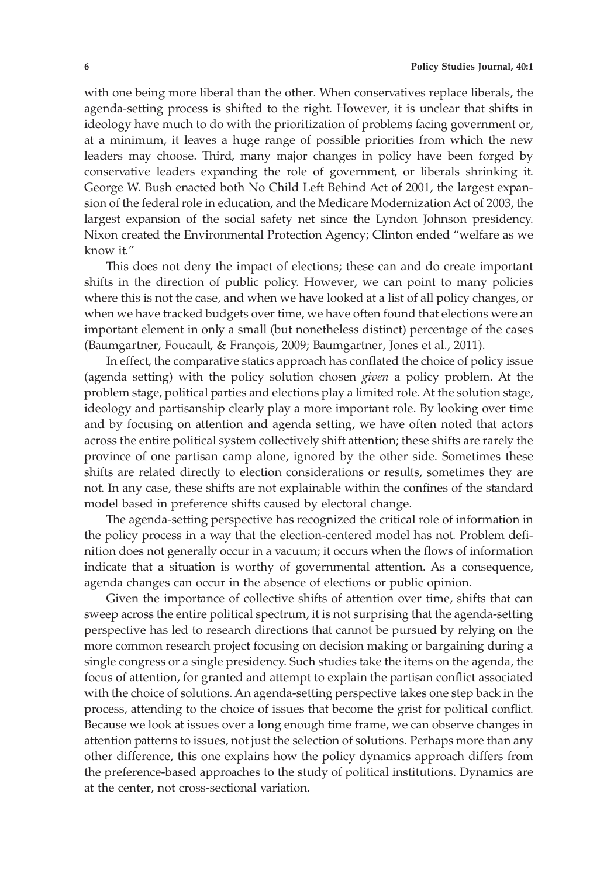with one being more liberal than the other. When conservatives replace liberals, the agenda-setting process is shifted to the right. However, it is unclear that shifts in ideology have much to do with the prioritization of problems facing government or, at a minimum, it leaves a huge range of possible priorities from which the new leaders may choose. Third, many major changes in policy have been forged by conservative leaders expanding the role of government, or liberals shrinking it. George W. Bush enacted both No Child Left Behind Act of 2001, the largest expansion of the federal role in education, and the Medicare Modernization Act of 2003, the largest expansion of the social safety net since the Lyndon Johnson presidency. Nixon created the Environmental Protection Agency; Clinton ended "welfare as we know it."

This does not deny the impact of elections; these can and do create important shifts in the direction of public policy. However, we can point to many policies where this is not the case, and when we have looked at a list of all policy changes, or when we have tracked budgets over time, we have often found that elections were an important element in only a small (but nonetheless distinct) percentage of the cases (Baumgartner, Foucault, & François, 2009; Baumgartner, Jones et al., 2011).

In effect, the comparative statics approach has conflated the choice of policy issue (agenda setting) with the policy solution chosen *given* a policy problem. At the problem stage, political parties and elections play a limited role. At the solution stage, ideology and partisanship clearly play a more important role. By looking over time and by focusing on attention and agenda setting, we have often noted that actors across the entire political system collectively shift attention; these shifts are rarely the province of one partisan camp alone, ignored by the other side. Sometimes these shifts are related directly to election considerations or results, sometimes they are not. In any case, these shifts are not explainable within the confines of the standard model based in preference shifts caused by electoral change.

The agenda-setting perspective has recognized the critical role of information in the policy process in a way that the election-centered model has not. Problem definition does not generally occur in a vacuum; it occurs when the flows of information indicate that a situation is worthy of governmental attention. As a consequence, agenda changes can occur in the absence of elections or public opinion.

Given the importance of collective shifts of attention over time, shifts that can sweep across the entire political spectrum, it is not surprising that the agenda-setting perspective has led to research directions that cannot be pursued by relying on the more common research project focusing on decision making or bargaining during a single congress or a single presidency. Such studies take the items on the agenda, the focus of attention, for granted and attempt to explain the partisan conflict associated with the choice of solutions. An agenda-setting perspective takes one step back in the process, attending to the choice of issues that become the grist for political conflict. Because we look at issues over a long enough time frame, we can observe changes in attention patterns to issues, not just the selection of solutions. Perhaps more than any other difference, this one explains how the policy dynamics approach differs from the preference-based approaches to the study of political institutions. Dynamics are at the center, not cross-sectional variation.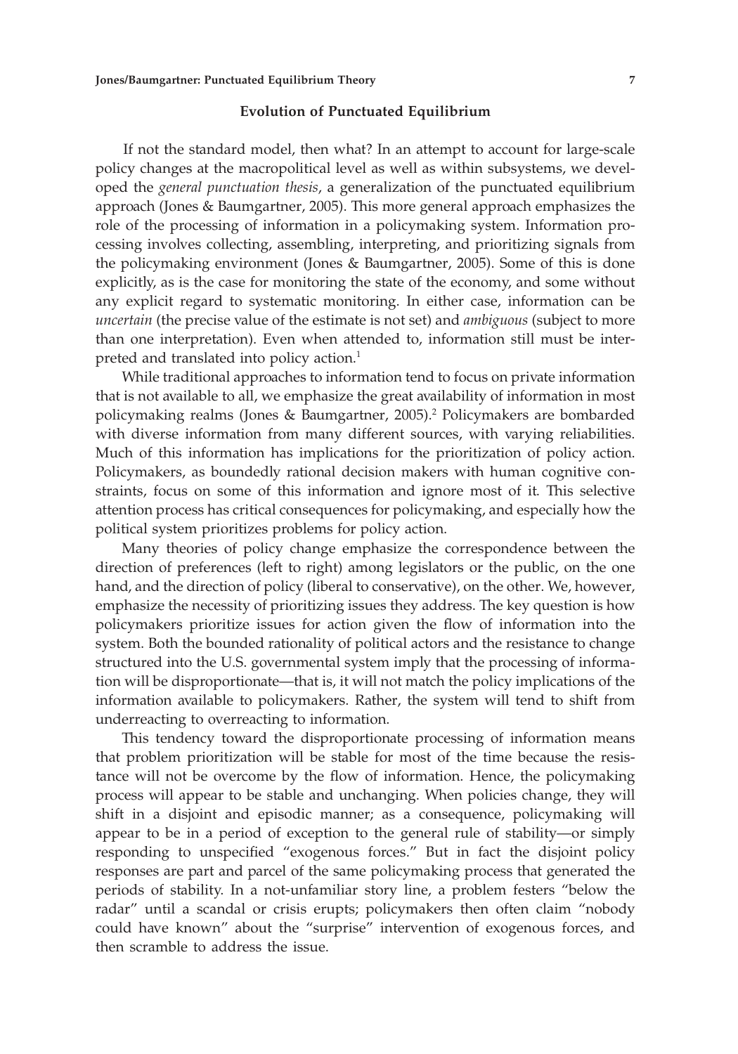## Evolution of Punctuated Equilibrium

If not the standard model, then what? In an attempt to account for large-scale policy changes at the macropolitical level as well as within subsystems, we developed the *general punctuation thesis*, a generalization of the punctuated equilibrium approach (Jones & Baumgartner, 2005). This more general approach emphasizes the role of the processing of information in a policymaking system. Information processing involves collecting, assembling, interpreting, and prioritizing signals from the policymaking environment (Jones & Baumgartner, 2005). Some of this is done explicitly, as is the case for monitoring the state of the economy, and some without any explicit regard to systematic monitoring. In either case, information can be *uncertain* (the precise value of the estimate is not set) and *ambiguous* (subject to more than one interpretation). Even when attended to, information still must be interpreted and translated into policy action.[1]

While traditional approaches to information tend to focus on private information that is not available to all, we emphasize the great availability of information in most policymaking realms (Jones & Baumgartner, 2005).[2] Policymakers are bombarded with diverse information from many different sources, with varying reliabilities. Much of this information has implications for the prioritization of policy action. Policymakers, as boundedly rational decision makers with human cognitive constraints, focus on some of this information and ignore most of it. This selective attention process has critical consequences for policymaking, and especially how the political system prioritizes problems for policy action.

Many theories of policy change emphasize the correspondence between the direction of preferences (left to right) among legislators or the public, on the one hand, and the direction of policy (liberal to conservative), on the other. We, however, emphasize the necessity of prioritizing issues they address. The key question is how policymakers prioritize issues for action given the flow of information into the system. Both the bounded rationality of political actors and the resistance to change structured into the U.S. governmental system imply that the processing of information will be disproportionate—that is, it will not match the policy implications of the information available to policymakers. Rather, the system will tend to shift from underreacting to overreacting to information.

This tendency toward the disproportionate processing of information means that problem prioritization will be stable for most of the time because the resistance will not be overcome by the flow of information. Hence, the policymaking process will appear to be stable and unchanging. When policies change, they will shift in a disjoint and episodic manner; as a consequence, policymaking will appear to be in a period of exception to the general rule of stability—or simply responding to unspecified "exogenous forces." But in fact the disjoint policy responses are part and parcel of the same policymaking process that generated the periods of stability. In a not-unfamiliar story line, a problem festers "below the radar" until a scandal or crisis erupts; policymakers then often claim "nobody could have known" about the "surprise" intervention of exogenous forces, and then scramble to address the issue.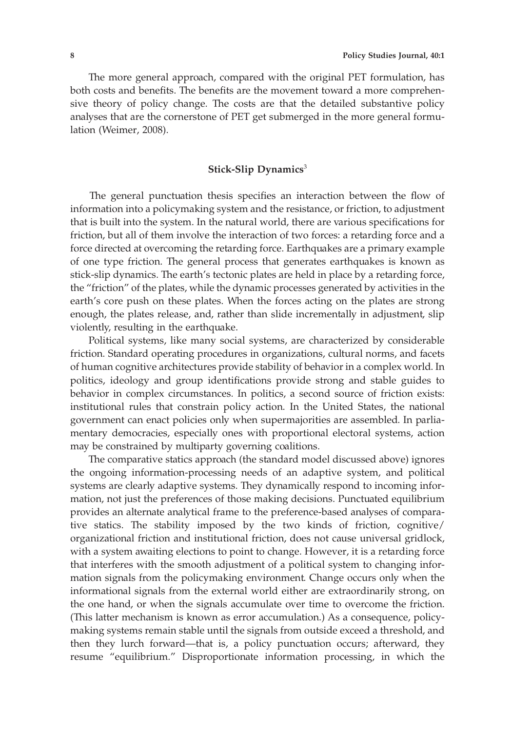The more general approach, compared with the original PET formulation, has both costs and benefits. The benefits are the movement toward a more comprehensive theory of policy change. The costs are that the detailed substantive policy analyses that are the cornerstone of PET get submerged in the more general formulation (Weimer, 2008).

## Stick-Slip Dynamics[3]

The general punctuation thesis specifies an interaction between the flow of information into a policymaking system and the resistance, or friction, to adjustment that is built into the system. In the natural world, there are various specifications for friction, but all of them involve the interaction of two forces: a retarding force and a force directed at overcoming the retarding force. Earthquakes are a primary example of one type friction. The general process that generates earthquakes is known as stick-slip dynamics. The earth's tectonic plates are held in place by a retarding force, the "friction" of the plates, while the dynamic processes generated by activities in the earth's core push on these plates. When the forces acting on the plates are strong enough, the plates release, and, rather than slide incrementally in adjustment, slip violently, resulting in the earthquake.

Political systems, like many social systems, are characterized by considerable friction. Standard operating procedures in organizations, cultural norms, and facets of human cognitive architectures provide stability of behavior in a complex world. In politics, ideology and group identifications provide strong and stable guides to behavior in complex circumstances. In politics, a second source of friction exists: institutional rules that constrain policy action. In the United States, the national government can enact policies only when supermajorities are assembled. In parliamentary democracies, especially ones with proportional electoral systems, action may be constrained by multiparty governing coalitions.

The comparative statics approach (the standard model discussed above) ignores the ongoing information-processing needs of an adaptive system, and political systems are clearly adaptive systems. They dynamically respond to incoming information, not just the preferences of those making decisions. Punctuated equilibrium provides an alternate analytical frame to the preference-based analyses of comparative statics. The stability imposed by the two kinds of friction, cognitive/organizational friction and institutional friction, does not cause universal gridlock, with a system awaiting elections to point to change. However, it is a retarding force that interferes with the smooth adjustment of a political system to changing information signals from the policymaking environment. Change occurs only when the informational signals from the external world either are extraordinarily strong, on the one hand, or when the signals accumulate over time to overcome the friction. (This latter mechanism is known as error accumulation.) As a consequence, policymaking systems remain stable until the signals from outside exceed a threshold, and then they lurch forward—that is, a policy punctuation occurs; afterward, they resume "equilibrium." Disproportionate information processing, in which the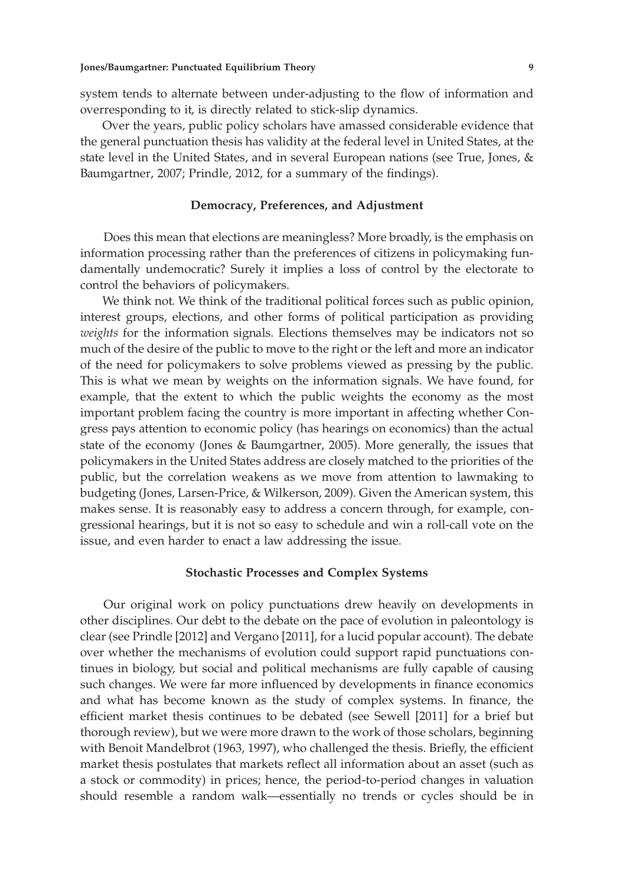system tends to alternate between under-adjusting to the flow of information and overresponding to it, is directly related to stick-slip dynamics.

Over the years, public policy scholars have amassed considerable evidence that the general punctuation thesis has validity at the federal level in United States, at the state level in the United States, and in several European nations (see True, Jones, & Baumgartner, 2007; Prindle, 2012, for a summary of the findings).

## Democracy, Preferences, and Adjustment

Does this mean that elections are meaningless? More broadly, is the emphasis on information processing rather than the preferences of citizens in policymaking fundamentally undemocratic? Surely it implies a loss of control by the electorate to control the behaviors of policymakers.

We think not. We think of the traditional political forces such as public opinion, interest groups, elections, and other forms of political participation as providing *weights* for the information signals. Elections themselves may be indicators not so much of the desire of the public to move to the right or the left and more an indicator of the need for policymakers to solve problems viewed as pressing by the public. This is what we mean by weights on the information signals. We have found, for example, that the extent to which the public weights the economy as the most important problem facing the country is more important in affecting whether Congress pays attention to economic policy (has hearings on economics) than the actual state of the economy (Jones & Baumgartner, 2005). More generally, the issues that policymakers in the United States address are closely matched to the priorities of the public, but the correlation weakens as we move from attention to lawmaking to budgeting (Jones, Larsen-Price, & Wilkerson, 2009). Given the American system, this makes sense. It is reasonably easy to address a concern through, for example, congressional hearings, but it is not so easy to schedule and win a roll-call vote on the issue, and even harder to enact a law addressing the issue.

## Stochastic Processes and Complex Systems

Our original work on policy punctuations drew heavily on developments in other disciplines. Our debt to the debate on the pace of evolution in paleontology is clear (see Prindle [2012] and Vergano [2011], for a lucid popular account). The debate over whether the mechanisms of evolution could support rapid punctuations continues in biology, but social and political mechanisms are fully capable of causing such changes. We were far more influenced by developments in finance economics and what has become known as the study of complex systems. In finance, the efficient market thesis continues to be debated (see Sewell [2011] for a brief but thorough review), but we were more drawn to the work of those scholars, beginning with Benoit Mandelbrot (1963, 1997), who challenged the thesis. Briefly, the efficient market thesis postulates that markets reflect all information about an asset (such as a stock or commodity) in prices; hence, the period-to-period changes in valuation should resemble a random walk—essentially no trends or cycles should be in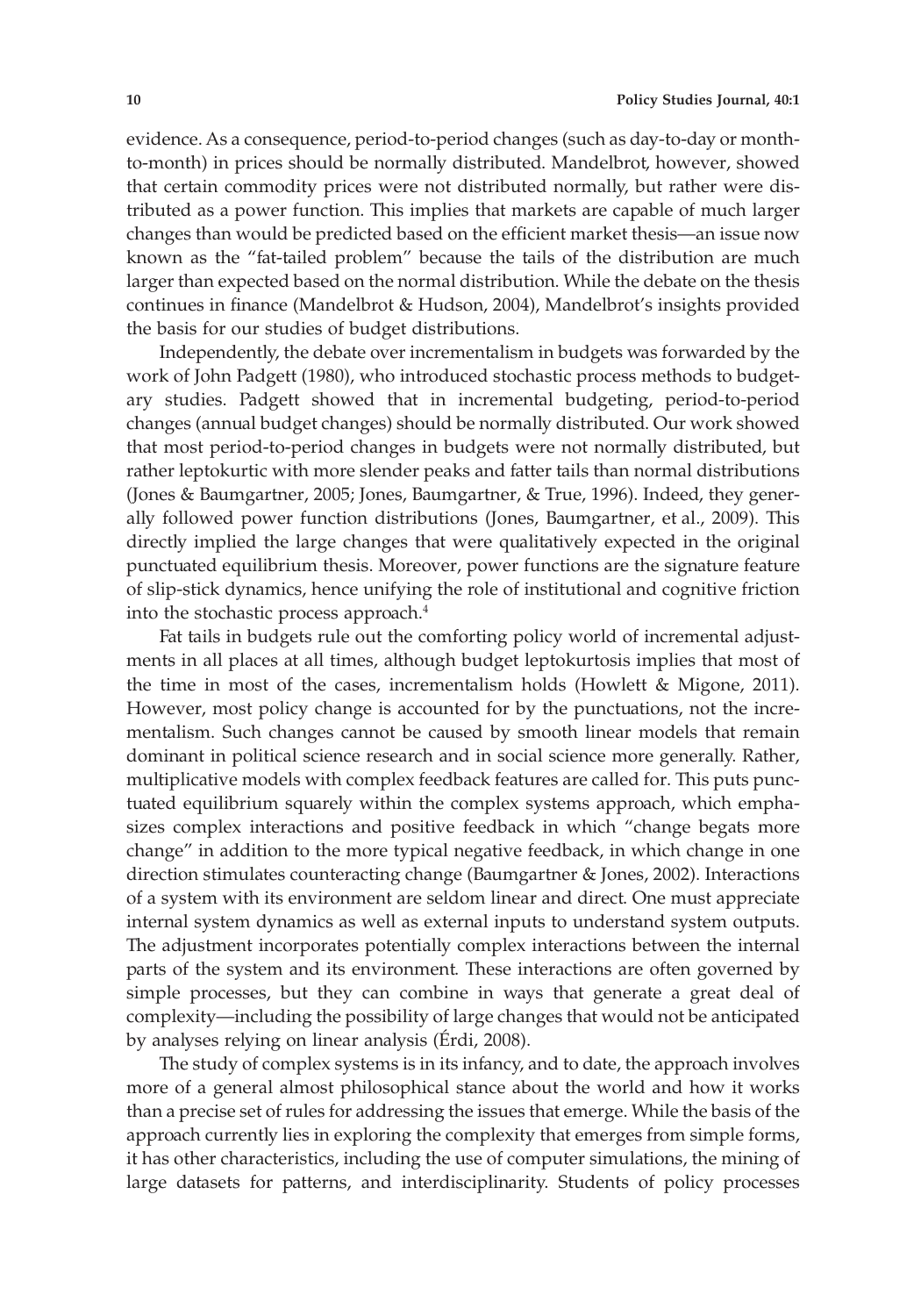evidence. As a consequence, period-to-period changes (such as day-to-day or month-to-month) in prices should be normally distributed. Mandelbrot, however, showed that certain commodity prices were not distributed normally, but rather were distributed as a power function. This implies that markets are capable of much larger changes than would be predicted based on the efficient market thesis—an issue now known as the "fat-tailed problem" because the tails of the distribution are much larger than expected based on the normal distribution. While the debate on the thesis continues in finance (Mandelbrot & Hudson, 2004), Mandelbrot's insights provided the basis for our studies of budget distributions.

Independently, the debate over incrementalism in budgets was forwarded by the work of John Padgett (1980), who introduced stochastic process methods to budgetary studies. Padgett showed that in incremental budgeting, period-to-period changes (annual budget changes) should be normally distributed. Our work showed that most period-to-period changes in budgets were not normally distributed, but rather leptokurtic with more slender peaks and fatter tails than normal distributions (Jones & Baumgartner, 2005; Jones, Baumgartner, & True, 1996). Indeed, they generally followed power function distributions (Jones, Baumgartner, et al., 2009). This directly implied the large changes that were qualitatively expected in the original punctuated equilibrium thesis. Moreover, power functions are the signature feature of slip-stick dynamics, hence unifying the role of institutional and cognitive friction into the stochastic process approach.[4]

Fat tails in budgets rule out the comforting policy world of incremental adjustments in all places at all times, although budget leptokurtosis implies that most of the time in most of the cases, incrementalism holds (Howlett & Migone, 2011). However, most policy change is accounted for by the punctuations, not the incrementalism. Such changes cannot be caused by smooth linear models that remain dominant in political science research and in social science more generally. Rather, multiplicative models with complex feedback features are called for. This puts punctuated equilibrium squarely within the complex systems approach, which emphasizes complex interactions and positive feedback in which "change begats more change" in addition to the more typical negative feedback, in which change in one direction stimulates counteracting change (Baumgartner & Jones, 2002). Interactions of a system with its environment are seldom linear and direct. One must appreciate internal system dynamics as well as external inputs to understand system outputs. The adjustment incorporates potentially complex interactions between the internal parts of the system and its environment. These interactions are often governed by simple processes, but they can combine in ways that generate a great deal of complexity—including the possibility of large changes that would not be anticipated by analyses relying on linear analysis (Érdi, 2008).

The study of complex systems is in its infancy, and to date, the approach involves more of a general almost philosophical stance about the world and how it works than a precise set of rules for addressing the issues that emerge. While the basis of the approach currently lies in exploring the complexity that emerges from simple forms, it has other characteristics, including the use of computer simulations, the mining of large datasets for patterns, and interdisciplinarity. Students of policy processes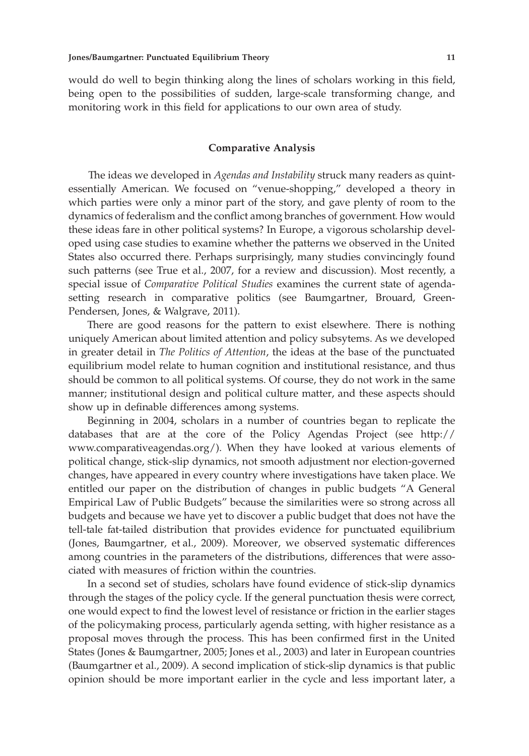would do well to begin thinking along the lines of scholars working in this field, being open to the possibilities of sudden, large-scale transforming change, and monitoring work in this field for applications to our own area of study.

## Comparative Analysis

The ideas we developed in *Agendas and Instability* struck many readers as quintessentially American. We focused on "venue-shopping," developed a theory in which parties were only a minor part of the story, and gave plenty of room to the dynamics of federalism and the conflict among branches of government. How would these ideas fare in other political systems? In Europe, a vigorous scholarship developed using case studies to examine whether the patterns we observed in the United States also occurred there. Perhaps surprisingly, many studies convincingly found such patterns (see True et al., 2007, for a review and discussion). Most recently, a special issue of *Comparative Political Studies* examines the current state of agenda-setting research in comparative politics (see Baumgartner, Brouard, Green-Pendersen, Jones, & Walgrave, 2011).

There are good reasons for the pattern to exist elsewhere. There is nothing uniquely American about limited attention and policy subsytems. As we developed in greater detail in *The Politics of Attention*, the ideas at the base of the punctuated equilibrium model relate to human cognition and institutional resistance, and thus should be common to all political systems. Of course, they do not work in the same manner; institutional design and political culture matter, and these aspects should show up in definable differences among systems.

Beginning in 2004, scholars in a number of countries began to replicate the databases that are at the core of the Policy Agendas Project (see http://www.comparativeagendas.org/). When they have looked at various elements of political change, stick-slip dynamics, not smooth adjustment nor election-governed changes, have appeared in every country where investigations have taken place. We entitled our paper on the distribution of changes in public budgets "A General Empirical Law of Public Budgets" because the similarities were so strong across all budgets and because we have yet to discover a public budget that does not have the tell-tale fat-tailed distribution that provides evidence for punctuated equilibrium (Jones, Baumgartner, et al., 2009). Moreover, we observed systematic differences among countries in the parameters of the distributions, differences that were associated with measures of friction within the countries.

In a second set of studies, scholars have found evidence of stick-slip dynamics through the stages of the policy cycle. If the general punctuation thesis were correct, one would expect to find the lowest level of resistance or friction in the earlier stages of the policymaking process, particularly agenda setting, with higher resistance as a proposal moves through the process. This has been confirmed first in the United States (Jones & Baumgartner, 2005; Jones et al., 2003) and later in European countries (Baumgartner et al., 2009). A second implication of stick-slip dynamics is that public opinion should be more important earlier in the cycle and less important later, a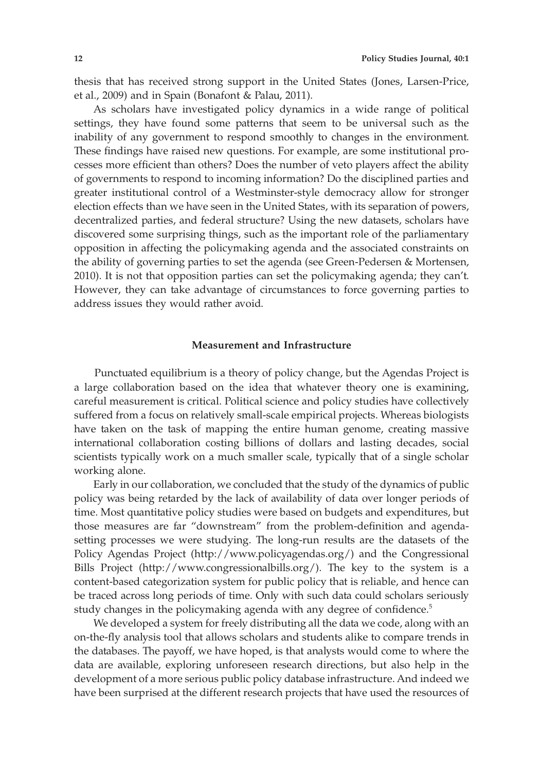thesis that has received strong support in the United States (Jones, Larsen-Price, et al., 2009) and in Spain (Bonafont & Palau, 2011).

As scholars have investigated policy dynamics in a wide range of political settings, they have found some patterns that seem to be universal such as the inability of any government to respond smoothly to changes in the environment. These findings have raised new questions. For example, are some institutional processes more efficient than others? Does the number of veto players affect the ability of governments to respond to incoming information? Do the disciplined parties and greater institutional control of a Westminster-style democracy allow for stronger election effects than we have seen in the United States, with its separation of powers, decentralized parties, and federal structure? Using the new datasets, scholars have discovered some surprising things, such as the important role of the parliamentary opposition in affecting the policymaking agenda and the associated constraints on the ability of governing parties to set the agenda (see Green-Pedersen & Mortensen, 2010). It is not that opposition parties can set the policymaking agenda; they can't. However, they can take advantage of circumstances to force governing parties to address issues they would rather avoid.

## Measurement and Infrastructure

Punctuated equilibrium is a theory of policy change, but the Agendas Project is a large collaboration based on the idea that whatever theory one is examining, careful measurement is critical. Political science and policy studies have collectively suffered from a focus on relatively small-scale empirical projects. Whereas biologists have taken on the task of mapping the entire human genome, creating massive international collaboration costing billions of dollars and lasting decades, social scientists typically work on a much smaller scale, typically that of a single scholar working alone.

Early in our collaboration, we concluded that the study of the dynamics of public policy was being retarded by the lack of availability of data over longer periods of time. Most quantitative policy studies were based on budgets and expenditures, but those measures are far "downstream" from the problem-definition and agenda-setting processes we were studying. The long-run results are the datasets of the Policy Agendas Project (http://www.policyagendas.org/) and the Congressional Bills Project (http://www.congressionalbills.org/). The key to the system is a content-based categorization system for public policy that is reliable, and hence can be traced across long periods of time. Only with such data could scholars seriously study changes in the policymaking agenda with any degree of confidence.[5]

We developed a system for freely distributing all the data we code, along with an on-the-fly analysis tool that allows scholars and students alike to compare trends in the databases. The payoff, we have hoped, is that analysts would come to where the data are available, exploring unforeseen research directions, but also help in the development of a more serious public policy database infrastructure. And indeed we have been surprised at the different research projects that have used the resources of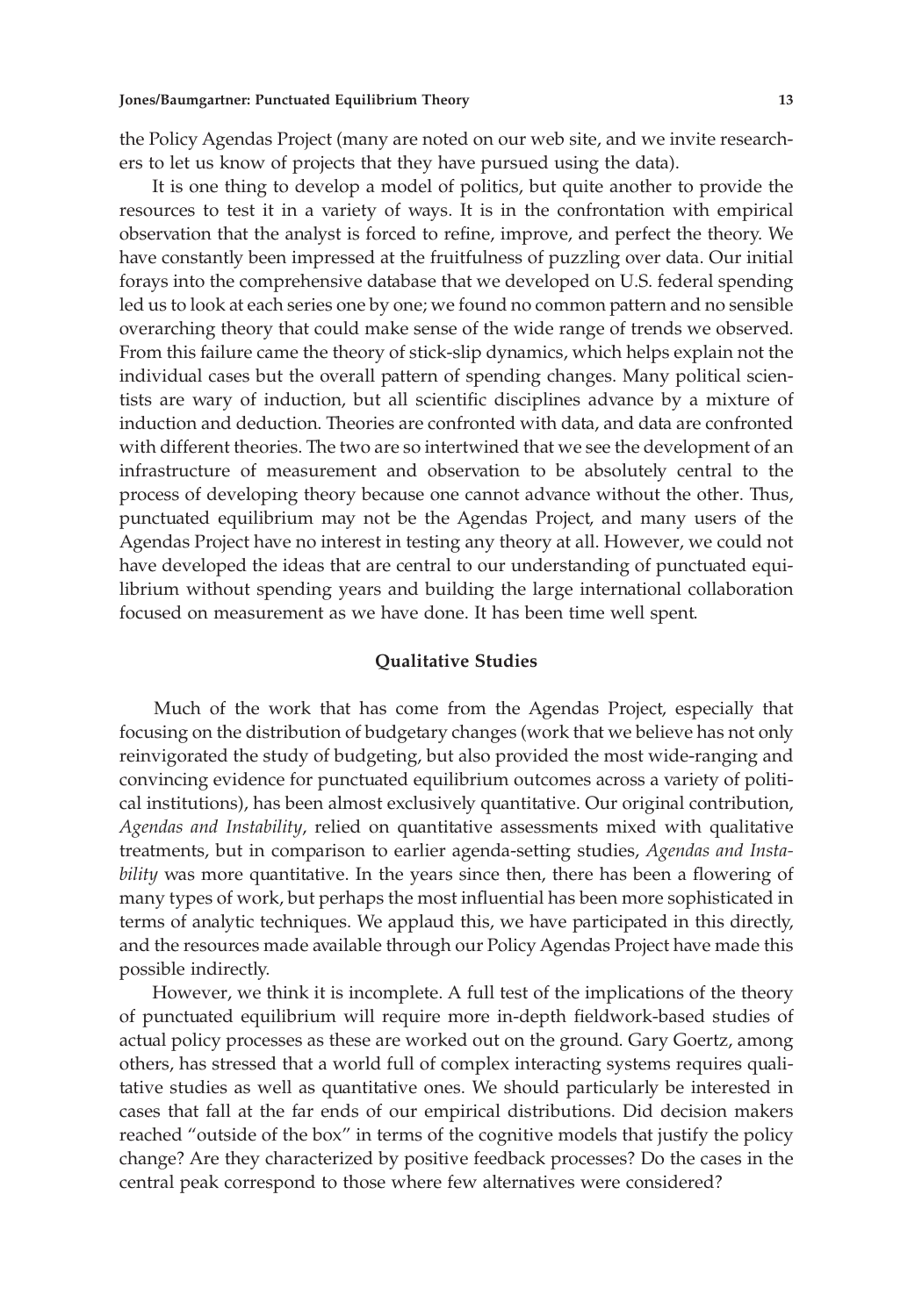the Policy Agendas Project (many are noted on our web site, and we invite researchers to let us know of projects that they have pursued using the data).

It is one thing to develop a model of politics, but quite another to provide the resources to test it in a variety of ways. It is in the confrontation with empirical observation that the analyst is forced to refine, improve, and perfect the theory. We have constantly been impressed at the fruitfulness of puzzling over data. Our initial forays into the comprehensive database that we developed on U.S. federal spending led us to look at each series one by one; we found no common pattern and no sensible overarching theory that could make sense of the wide range of trends we observed. From this failure came the theory of stick-slip dynamics, which helps explain not the individual cases but the overall pattern of spending changes. Many political scientists are wary of induction, but all scientific disciplines advance by a mixture of induction and deduction. Theories are confronted with data, and data are confronted with different theories. The two are so intertwined that we see the development of an infrastructure of measurement and observation to be absolutely central to the process of developing theory because one cannot advance without the other. Thus, punctuated equilibrium may not be the Agendas Project, and many users of the Agendas Project have no interest in testing any theory at all. However, we could not have developed the ideas that are central to our understanding of punctuated equilibrium without spending years and building the large international collaboration focused on measurement as we have done. It has been time well spent.

## Qualitative Studies

Much of the work that has come from the Agendas Project, especially that focusing on the distribution of budgetary changes (work that we believe has not only reinvigorated the study of budgeting, but also provided the most wide-ranging and convincing evidence for punctuated equilibrium outcomes across a variety of political institutions), has been almost exclusively quantitative. Our original contribution, *Agendas and Instability*, relied on quantitative assessments mixed with qualitative treatments, but in comparison to earlier agenda-setting studies, *Agendas and Instability* was more quantitative. In the years since then, there has been a flowering of many types of work, but perhaps the most influential has been more sophisticated in terms of analytic techniques. We applaud this, we have participated in this directly, and the resources made available through our Policy Agendas Project have made this possible indirectly.

However, we think it is incomplete. A full test of the implications of the theory of punctuated equilibrium will require more in-depth fieldwork-based studies of actual policy processes as these are worked out on the ground. Gary Goertz, among others, has stressed that a world full of complex interacting systems requires qualitative studies as well as quantitative ones. We should particularly be interested in cases that fall at the far ends of our empirical distributions. Did decision makers reached "outside of the box" in terms of the cognitive models that justify the policy change? Are they characterized by positive feedback processes? Do the cases in the central peak correspond to those where few alternatives were considered?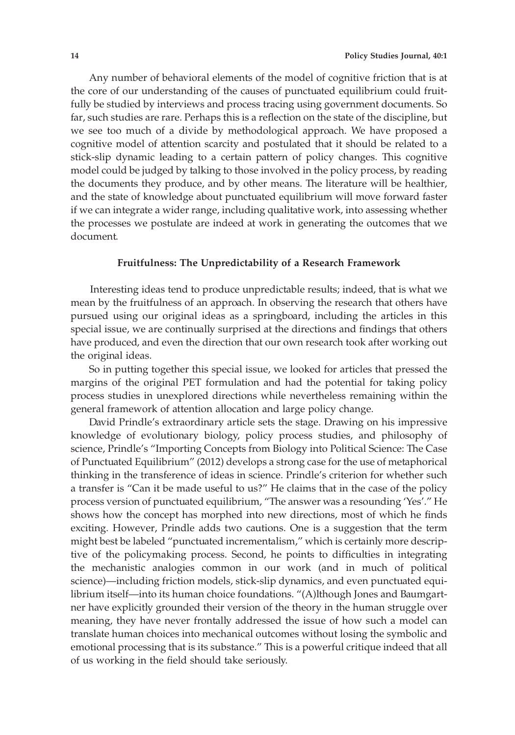Any number of behavioral elements of the model of cognitive friction that is at the core of our understanding of the causes of punctuated equilibrium could fruitfully be studied by interviews and process tracing using government documents. So far, such studies are rare. Perhaps this is a reflection on the state of the discipline, but we see too much of a divide by methodological approach. We have proposed a cognitive model of attention scarcity and postulated that it should be related to a stick-slip dynamic leading to a certain pattern of policy changes. This cognitive model could be judged by talking to those involved in the policy process, by reading the documents they produce, and by other means. The literature will be healthier, and the state of knowledge about punctuated equilibrium will move forward faster if we can integrate a wider range, including qualitative work, into assessing whether the processes we postulate are indeed at work in generating the outcomes that we document.

### Fruitfulness: The Unpredictability of a Research Framework

Interesting ideas tend to produce unpredictable results; indeed, that is what we mean by the fruitfulness of an approach. In observing the research that others have pursued using our original ideas as a springboard, including the articles in this special issue, we are continually surprised at the directions and findings that others have produced, and even the direction that our own research took after working out the original ideas.

So in putting together this special issue, we looked for articles that pressed the margins of the original PET formulation and had the potential for taking policy process studies in unexplored directions while nevertheless remaining within the general framework of attention allocation and large policy change.

David Prindle's extraordinary article sets the stage. Drawing on his impressive knowledge of evolutionary biology, policy process studies, and philosophy of science, Prindle's "Importing Concepts from Biology into Political Science: The Case of Punctuated Equilibrium" (2012) develops a strong case for the use of metaphorical thinking in the transference of ideas in science. Prindle's criterion for whether such a transfer is "Can it be made useful to us?" He claims that in the case of the policy process version of punctuated equilibrium, "The answer was a resounding 'Yes'." He shows how the concept has morphed into new directions, most of which he finds exciting. However, Prindle adds two cautions. One is a suggestion that the term might best be labeled "punctuated incrementalism," which is certainly more descriptive of the policymaking process. Second, he points to difficulties in integrating the mechanistic analogies common in our work (and in much of political science)—including friction models, stick-slip dynamics, and even punctuated equilibrium itself—into its human choice foundations. "(A)lthough Jones and Baumgartner have explicitly grounded their version of the theory in the human struggle over meaning, they have never frontally addressed the issue of how such a model can translate human choices into mechanical outcomes without losing the symbolic and emotional processing that is its substance." This is a powerful critique indeed that all of us working in the field should take seriously.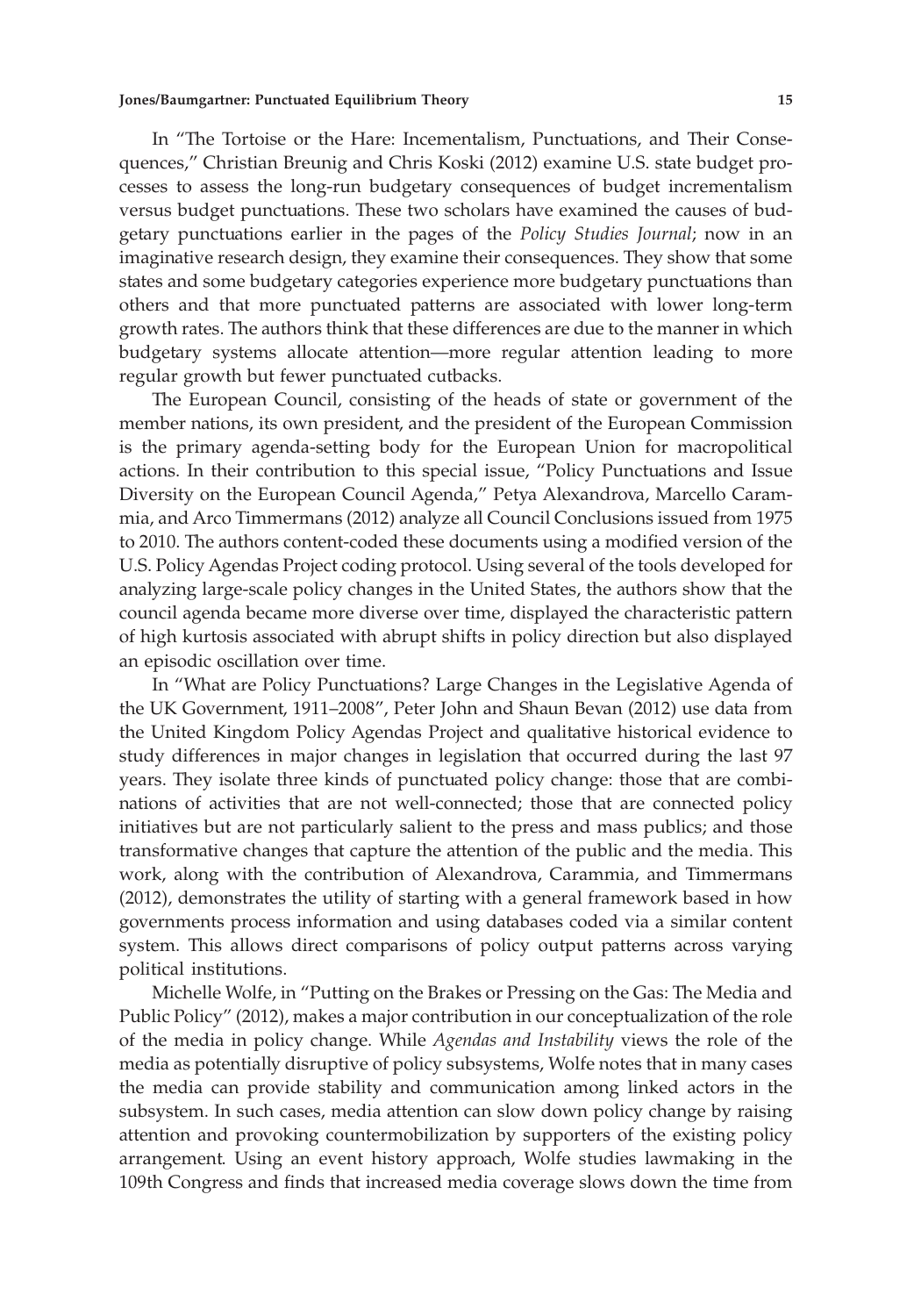In "The Tortoise or the Hare: Incementalism, Punctuations, and Their Consequences," Christian Breunig and Chris Koski (2012) examine U.S. state budget processes to assess the long-run budgetary consequences of budget incrementalism versus budget punctuations. These two scholars have examined the causes of budgetary punctuations earlier in the pages of the *Policy Studies Journal*; now in an imaginative research design, they examine their consequences. They show that some states and some budgetary categories experience more budgetary punctuations than others and that more punctuated patterns are associated with lower long-term growth rates. The authors think that these differences are due to the manner in which budgetary systems allocate attention—more regular attention leading to more regular growth but fewer punctuated cutbacks.

The European Council, consisting of the heads of state or government of the member nations, its own president, and the president of the European Commission is the primary agenda-setting body for the European Union for macropolitical actions. In their contribution to this special issue, "Policy Punctuations and Issue Diversity on the European Council Agenda," Petya Alexandrova, Marcello Carammia, and Arco Timmermans (2012) analyze all Council Conclusions issued from 1975 to 2010. The authors content-coded these documents using a modified version of the U.S. Policy Agendas Project coding protocol. Using several of the tools developed for analyzing large-scale policy changes in the United States, the authors show that the council agenda became more diverse over time, displayed the characteristic pattern of high kurtosis associated with abrupt shifts in policy direction but also displayed an episodic oscillation over time.

In "What are Policy Punctuations? Large Changes in the Legislative Agenda of the UK Government, 1911–2008", Peter John and Shaun Bevan (2012) use data from the United Kingdom Policy Agendas Project and qualitative historical evidence to study differences in major changes in legislation that occurred during the last 97 years. They isolate three kinds of punctuated policy change: those that are combinations of activities that are not well-connected; those that are connected policy initiatives but are not particularly salient to the press and mass publics; and those transformative changes that capture the attention of the public and the media. This work, along with the contribution of Alexandrova, Carammia, and Timmermans (2012), demonstrates the utility of starting with a general framework based in how governments process information and using databases coded via a similar content system. This allows direct comparisons of policy output patterns across varying political institutions.

Michelle Wolfe, in "Putting on the Brakes or Pressing on the Gas: The Media and Public Policy" (2012), makes a major contribution in our conceptualization of the role of the media in policy change. While *Agendas and Instability* views the role of the media as potentially disruptive of policy subsystems, Wolfe notes that in many cases the media can provide stability and communication among linked actors in the subsystem. In such cases, media attention can slow down policy change by raising attention and provoking countermobilization by supporters of the existing policy arrangement. Using an event history approach, Wolfe studies lawmaking in the 109th Congress and finds that increased media coverage slows down the time from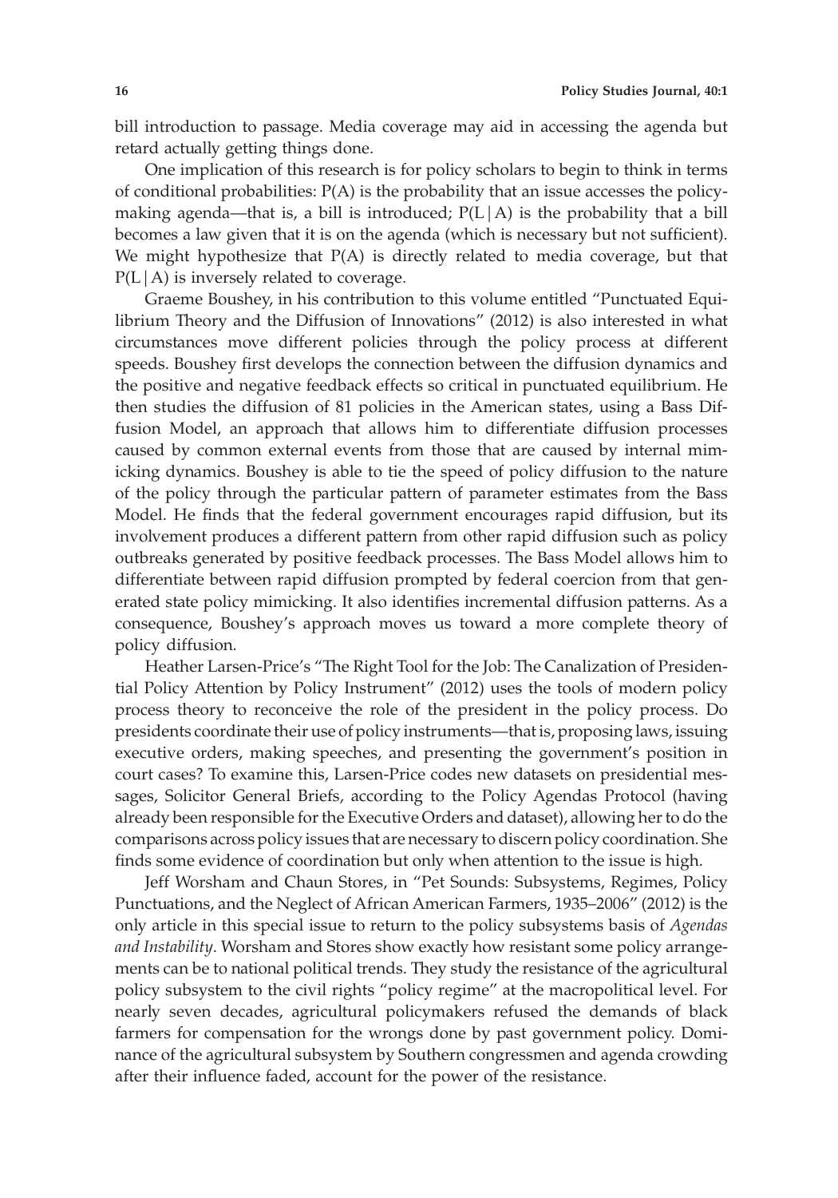bill introduction to passage. Media coverage may aid in accessing the agenda but retard actually getting things done.

One implication of this research is for policy scholars to begin to think in terms of conditional probabilities: $P(A)$ is the probability that an issue accesses the policymaking agenda—that is, a bill is introduced; $P(L|A)$ is the probability that a bill becomes a law given that it is on the agenda (which is necessary but not sufficient). We might hypothesize that $P(A)$ is directly related to media coverage, but that $P(L|A)$ is inversely related to coverage.

Graeme Boushey, in his contribution to this volume entitled "Punctuated Equilibrium Theory and the Diffusion of Innovations" (2012) is also interested in what circumstances move different policies through the policy process at different speeds. Boushey first develops the connection between the diffusion dynamics and the positive and negative feedback effects so critical in punctuated equilibrium. He then studies the diffusion of 81 policies in the American states, using a Bass Diffusion Model, an approach that allows him to differentiate diffusion processes caused by common external events from those that are caused by internal mimicking dynamics. Boushey is able to tie the speed of policy diffusion to the nature of the policy through the particular pattern of parameter estimates from the Bass Model. He finds that the federal government encourages rapid diffusion, but its involvement produces a different pattern from other rapid diffusion such as policy outbreaks generated by positive feedback processes. The Bass Model allows him to differentiate between rapid diffusion prompted by federal coercion from that generated state policy mimicking. It also identifies incremental diffusion patterns. As a consequence, Boushey's approach moves us toward a more complete theory of policy diffusion.

Heather Larsen-Price's "The Right Tool for the Job: The Canalization of Presidential Policy Attention by Policy Instrument" (2012) uses the tools of modern policy process theory to reconceive the role of the president in the policy process. Do presidents coordinate their use of policy instruments—that is, proposing laws, issuing executive orders, making speeches, and presenting the government's position in court cases? To examine this, Larsen-Price codes new datasets on presidential messages, Solicitor General Briefs, according to the Policy Agendas Protocol (having already been responsible for the Executive Orders and dataset), allowing her to do the comparisons across policy issues that are necessary to discern policy coordination. She finds some evidence of coordination but only when attention to the issue is high.

Jeff Worsham and Chaun Stores, in "Pet Sounds: Subsystems, Regimes, Policy Punctuations, and the Neglect of African American Farmers, 1935–2006" (2012) is the only article in this special issue to return to the policy subsystems basis of *Agendas and Instability*. Worsham and Stores show exactly how resistant some policy arrangements can be to national political trends. They study the resistance of the agricultural policy subsystem to the civil rights "policy regime" at the macropolitical level. For nearly seven decades, agricultural policymakers refused the demands of black farmers for compensation for the wrongs done by past government policy. Dominance of the agricultural subsystem by Southern congressmen and agenda crowding after their influence faded, account for the power of the resistance.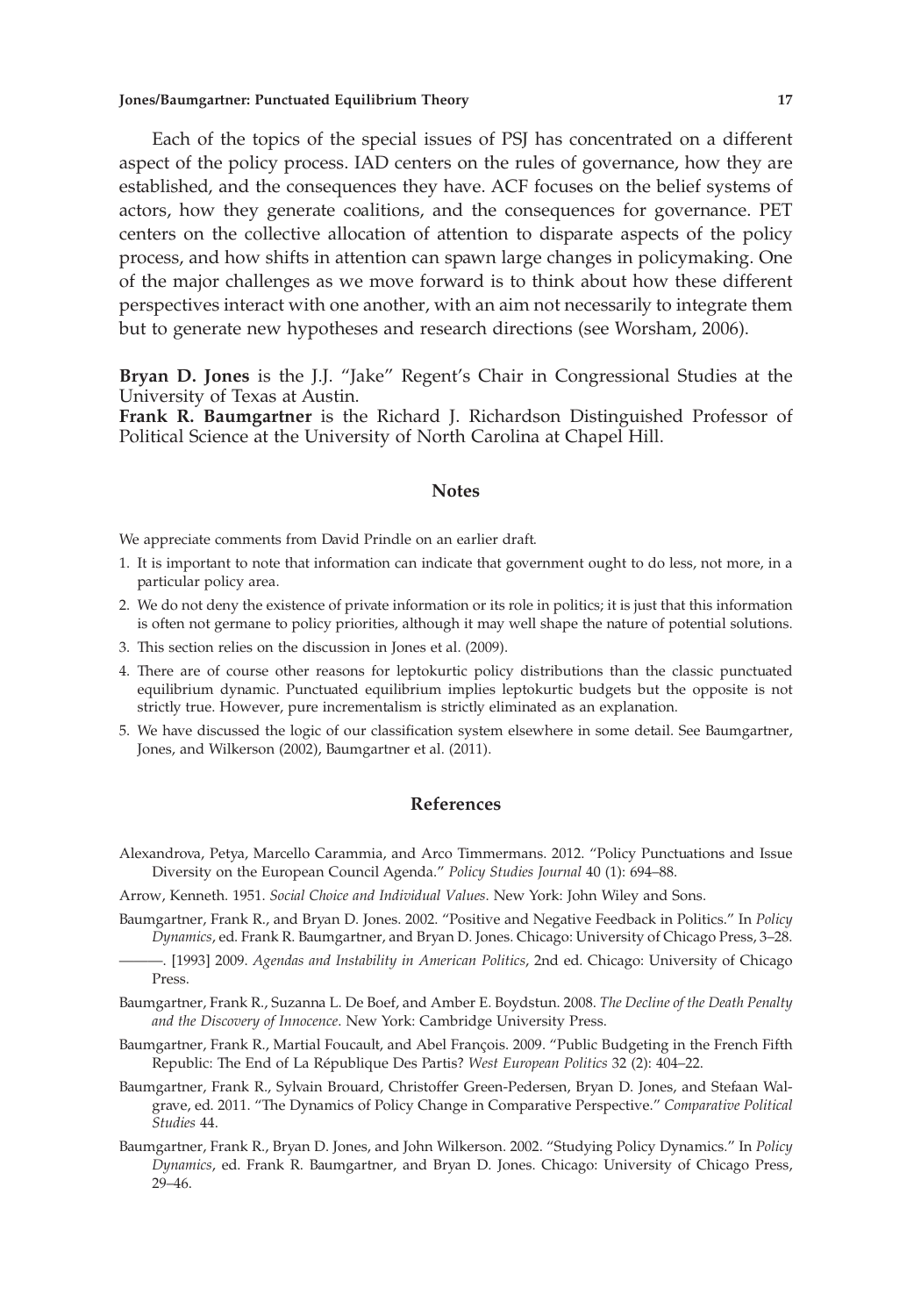Each of the topics of the special issues of PSJ has concentrated on a different aspect of the policy process. IAD centers on the rules of governance, how they are established, and the consequences they have. ACF focuses on the belief systems of actors, how they generate coalitions, and the consequences for governance. PET centers on the collective allocation of attention to disparate aspects of the policy process, and how shifts in attention can spawn large changes in policymaking. One of the major challenges as we move forward is to think about how these different perspectives interact with one another, with an aim not necessarily to integrate them but to generate new hypotheses and research directions (see Worsham, 2006).

**Bryan D. Jones** is the J.J. "Jake" Regent's Chair in Congressional Studies at the University of Texas at Austin.

**Frank R. Baumgartner** is the Richard J. Richardson Distinguished Professor of Political Science at the University of North Carolina at Chapel Hill.

## Notes

We appreciate comments from David Prindle on an earlier draft.

1. It is important to note that information can indicate that government ought to do less, not more, in a particular policy area.
2. We do not deny the existence of private information or its role in politics; it is just that this information is often not germane to policy priorities, although it may well shape the nature of potential solutions.
3. This section relies on the discussion in Jones et al. (2009).
4. There are of course other reasons for leptokurtic policy distributions than the classic punctuated equilibrium dynamic. Punctuated equilibrium implies leptokurtic budgets but the opposite is not strictly true. However, pure incrementalism is strictly eliminated as an explanation.
5. We have discussed the logic of our classification system elsewhere in some detail. See Baumgartner, Jones, and Wilkerson (2002), Baumgartner et al. (2011).

## References

Alexandrova, Petya, Marcello Carammia, and Arco Timmermans. 2012. "Policy Punctuations and Issue Diversity on the European Council Agenda." *Policy Studies Journal* 40 (1): 694–88.

Arrow, Kenneth. 1951. *Social Choice and Individual Values*. New York: John Wiley and Sons.

Baumgartner, Frank R., and Bryan D. Jones. 2002. "Positive and Negative Feedback in Politics." In *Policy Dynamics*, ed. Frank R. Baumgartner, and Bryan D. Jones. Chicago: University of Chicago Press, 3–28.

———. [1993] 2009. *Agendas and Instability in American Politics*, 2nd ed. Chicago: University of Chicago Press.

Baumgartner, Frank R., Suzanna L. De Boef, and Amber E. Boydstun. 2008. *The Decline of the Death Penalty and the Discovery of Innocence*. New York: Cambridge University Press.

Baumgartner, Frank R., Martial Foucault, and Abel François. 2009. "Public Budgeting in the French Fifth Republic: The End of La République Des Partis? *West European Politics* 32 (2): 404–22.

Baumgartner, Frank R., Sylvain Brouard, Christoffer Green-Pedersen, Bryan D. Jones, and Stefaan Walgrave, ed. 2011. "The Dynamics of Policy Change in Comparative Perspective." *Comparative Political Studies* 44.

Baumgartner, Frank R., Bryan D. Jones, and John Wilkerson. 2002. "Studying Policy Dynamics." In *Policy Dynamics*, ed. Frank R. Baumgartner, and Bryan D. Jones. Chicago: University of Chicago Press, 29–46.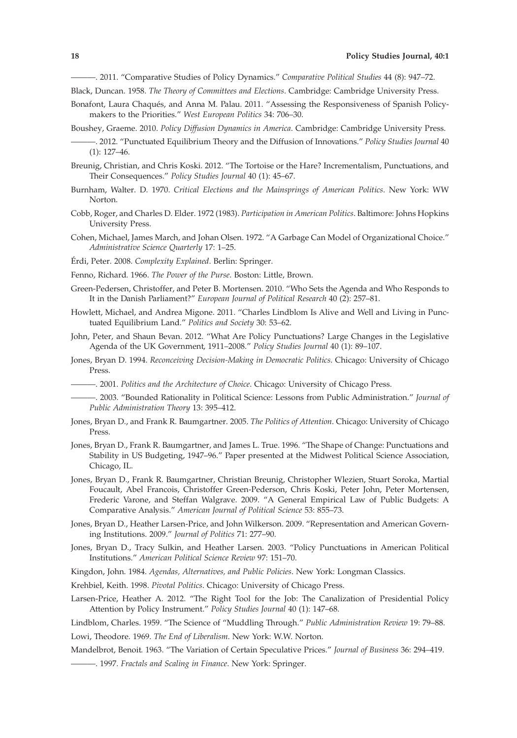———. 2011. "Comparative Studies of Policy Dynamics." *Comparative Political Studies* 44 (8): 947–72.

Black, Duncan. 1958. *The Theory of Committees and Elections*. Cambridge: Cambridge University Press.

Bonafont, Laura Chaqués, and Anna M. Palau. 2011. "Assessing the Responsiveness of Spanish Policymakers to the Priorities." *West European Politics* 34: 706–30.

Boushey, Graeme. 2010. *Policy Diffusion Dynamics in America*. Cambridge: Cambridge University Press.

———. 2012. "Punctuated Equilibrium Theory and the Diffusion of Innovations." *Policy Studies Journal* 40 (1): 127–46.

Breunig, Christian, and Chris Koski. 2012. "The Tortoise or the Hare? Incrementalism, Punctuations, and Their Consequences." *Policy Studies Journal* 40 (1): 45–67.

Burnham, Walter. D. 1970. *Critical Elections and the Mainsprings of American Politics*. New York: WW Norton.

Cobb, Roger, and Charles D. Elder. 1972 (1983). *Participation in American Politics*. Baltimore: Johns Hopkins University Press.

Cohen, Michael, James March, and Johan Olsen. 1972. "A Garbage Can Model of Organizational Choice." *Administrative Science Quarterly* 17: 1–25.

Érdi, Peter. 2008. *Complexity Explained*. Berlin: Springer.

Fenno, Richard. 1966. *The Power of the Purse*. Boston: Little, Brown.

Green-Pedersen, Christoffer, and Peter B. Mortensen. 2010. "Who Sets the Agenda and Who Responds to It in the Danish Parliament?" *European Journal of Political Research* 40 (2): 257–81.

Howlett, Michael, and Andrea Migone. 2011. "Charles Lindblom Is Alive and Well and Living in Punctuated Equilibrium Land." *Politics and Society* 30: 53–62.

John, Peter, and Shaun Bevan. 2012. "What Are Policy Punctuations? Large Changes in the Legislative Agenda of the UK Government, 1911–2008." *Policy Studies Journal* 40 (1): 89–107.

Jones, Bryan D. 1994. *Reconceiving Decision-Making in Democratic Politics*. Chicago: University of Chicago Press.

———. 2001. *Politics and the Architecture of Choice*. Chicago: University of Chicago Press.

———. 2003. "Bounded Rationality in Political Science: Lessons from Public Administration." *Journal of Public Administration Theory* 13: 395–412.

Jones, Bryan D., and Frank R. Baumgartner. 2005. *The Politics of Attention*. Chicago: University of Chicago Press.

Jones, Bryan D., Frank R. Baumgartner, and James L. True. 1996. "The Shape of Change: Punctuations and Stability in US Budgeting, 1947–96." Paper presented at the Midwest Political Science Association, Chicago, IL.

Jones, Bryan D., Frank R. Baumgartner, Christian Breunig, Christopher Wlezien, Stuart Soroka, Martial Foucault, Abel Francois, Christoffer Green-Pederson, Chris Koski, Peter John, Peter Mortensen, Frederic Varone, and Steffan Walgrave. 2009. "A General Empirical Law of Public Budgets: A Comparative Analysis." *American Journal of Political Science* 53: 855–73.

Jones, Bryan D., Heather Larsen-Price, and John Wilkerson. 2009. "Representation and American Governing Institutions. 2009." *Journal of Politics* 71: 277–90.

Jones, Bryan D., Tracy Sulkin, and Heather Larsen. 2003. "Policy Punctuations in American Political Institutions." *American Political Science Review* 97: 151–70.

Kingdon, John. 1984. *Agendas, Alternatives, and Public Policies*. New York: Longman Classics.

Krehbiel, Keith. 1998. *Pivotal Politics*. Chicago: University of Chicago Press.

Larsen-Price, Heather A. 2012. "The Right Tool for the Job: The Canalization of Presidential Policy Attention by Policy Instrument." *Policy Studies Journal* 40 (1): 147–68.

Lindblom, Charles. 1959. "The Science of "Muddling Through." *Public Administration Review* 19: 79–88.

Lowi, Theodore. 1969. *The End of Liberalism*. New York: W.W. Norton.

Mandelbrot, Benoit. 1963. "The Variation of Certain Speculative Prices." *Journal of Business* 36: 294–419.

———. 1997. *Fractals and Scaling in Finance*. New York: Springer.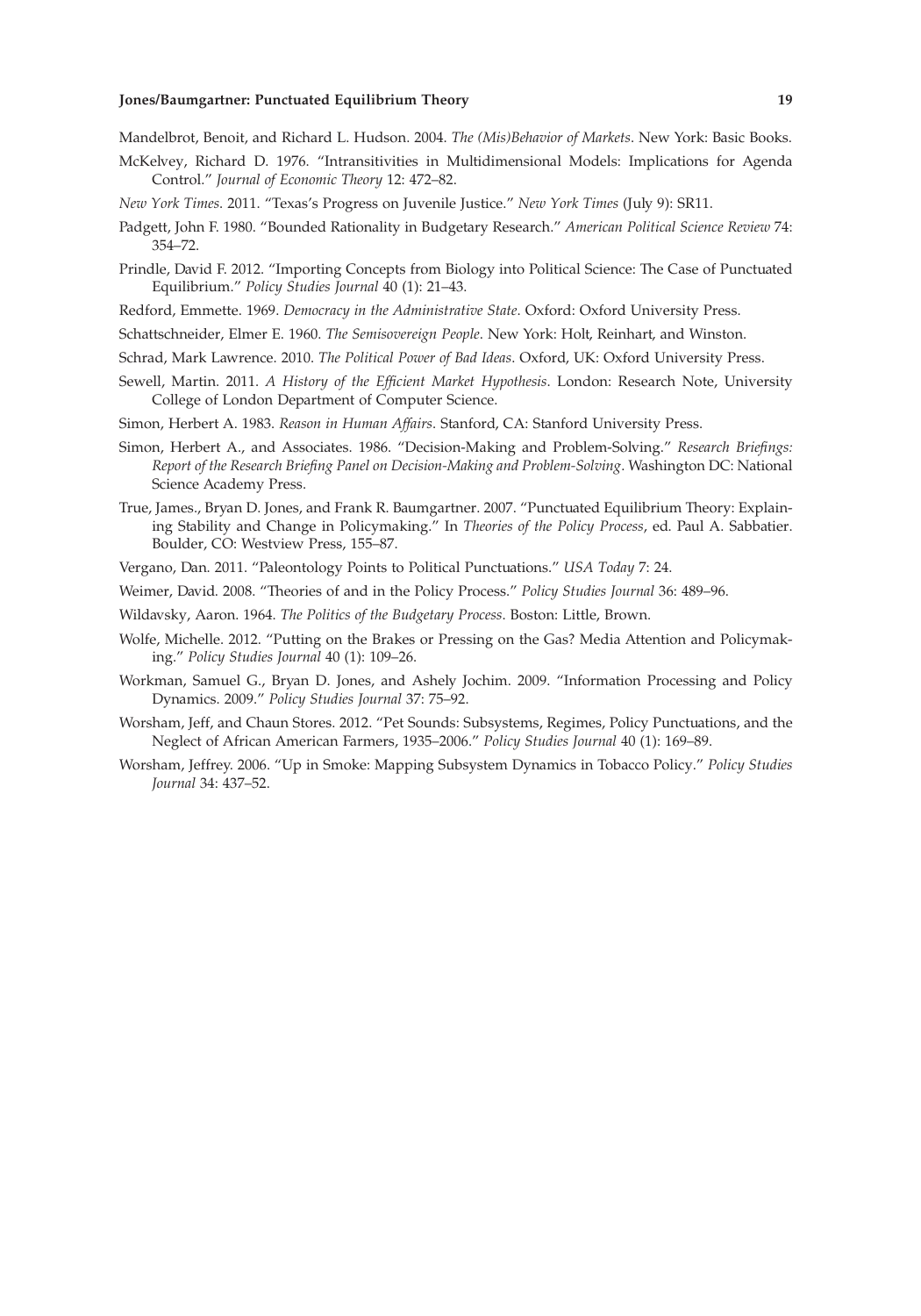Mandelbrot, Benoit, and Richard L. Hudson. 2004. *The (Mis)Behavior of Markets*. New York: Basic Books.

McKelvey, Richard D. 1976. "Intransitivities in Multidimensional Models: Implications for Agenda Control." *Journal of Economic Theory* 12: 472–82.

*New York Times*. 2011. "Texas's Progress on Juvenile Justice." *New York Times* (July 9): SR11.

Padgett, John F. 1980. "Bounded Rationality in Budgetary Research." *American Political Science Review* 74: 354–72.

Prindle, David F. 2012. "Importing Concepts from Biology into Political Science: The Case of Punctuated Equilibrium." *Policy Studies Journal* 40 (1): 21–43.

Redford, Emmette. 1969. *Democracy in the Administrative State*. Oxford: Oxford University Press.

Schattschneider, Elmer E. 1960. *The Semisovereign People*. New York: Holt, Reinhart, and Winston.

Schrad, Mark Lawrence. 2010. *The Political Power of Bad Ideas*. Oxford, UK: Oxford University Press.

Sewell, Martin. 2011. *A History of the Efficient Market Hypothesis*. London: Research Note, University College of London Department of Computer Science.

Simon, Herbert A. 1983. *Reason in Human Affairs*. Stanford, CA: Stanford University Press.

Simon, Herbert A., and Associates. 1986. "Decision-Making and Problem-Solving." *Research Briefings: Report of the Research Briefing Panel on Decision-Making and Problem-Solving*. Washington DC: National Science Academy Press.

True, James., Bryan D. Jones, and Frank R. Baumgartner. 2007. "Punctuated Equilibrium Theory: Explaining Stability and Change in Policymaking." In *Theories of the Policy Process*, ed. Paul A. Sabbatier. Boulder, CO: Westview Press, 155–87.

Vergano, Dan. 2011. "Paleontology Points to Political Punctuations." *USA Today* 7: 24.

Weimer, David. 2008. "Theories of and in the Policy Process." *Policy Studies Journal* 36: 489–96.

Wildavsky, Aaron. 1964. *The Politics of the Budgetary Process*. Boston: Little, Brown.

Wolfe, Michelle. 2012. "Putting on the Brakes or Pressing on the Gas? Media Attention and Policymaking." *Policy Studies Journal* 40 (1): 109–26.

Workman, Samuel G., Bryan D. Jones, and Ashely Jochim. 2009. "Information Processing and Policy Dynamics. 2009." *Policy Studies Journal* 37: 75–92.

Worsham, Jeff, and Chaun Stores. 2012. "Pet Sounds: Subsystems, Regimes, Policy Punctuations, and the Neglect of African American Farmers, 1935–2006." *Policy Studies Journal* 40 (1): 169–89.

Worsham, Jeffrey. 2006. "Up in Smoke: Mapping Subsystem Dynamics in Tobacco Policy." *Policy Studies Journal* 34: 437–52.